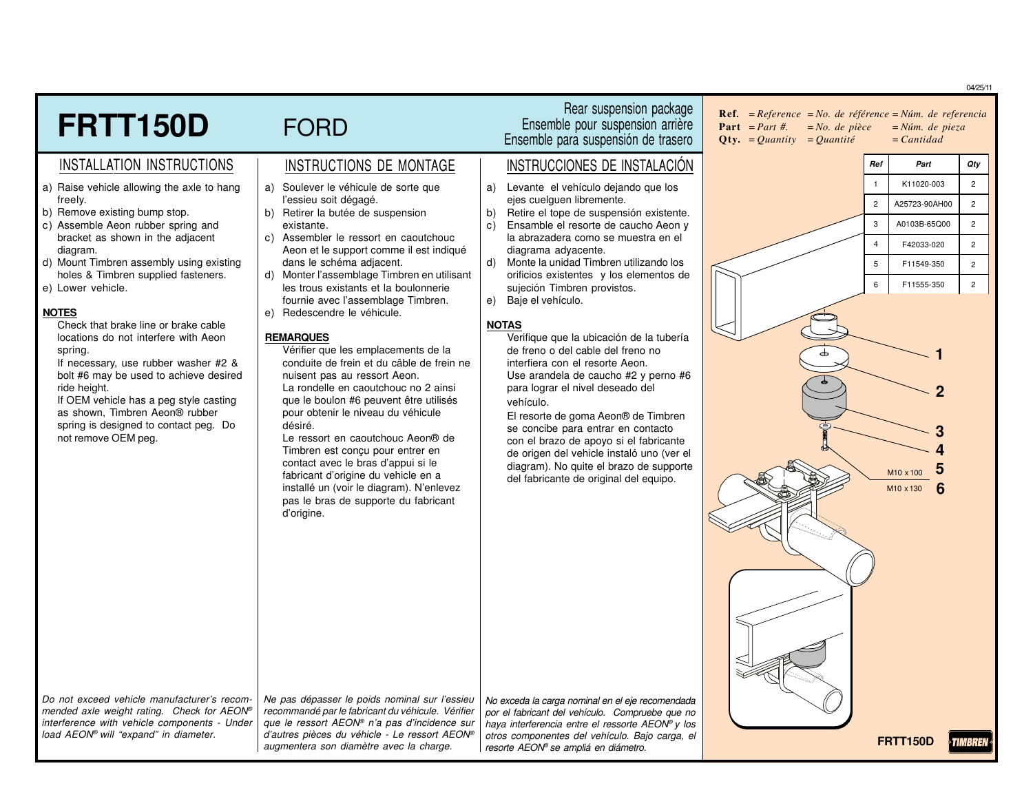04/25/11

# FRTT150D FORD

Rear suspension package
Ensemble pour suspension arrière
Ensemble para suspensión de trasero

## INSTALLATION INSTRUCTIONS

a) Raise vehicle allowing the axle to hang freely.
b) Remove existing bump stop.
c) Assemble Aeon rubber spring and bracket as shown in the adjacent diagram.
d) Mount Timbren assembly using existing holes & Timbren supplied fasteners.
e) Lower vehicle.

**NOTES**

Check that brake line or brake cable locations do not interfere with Aeon spring.
If necessary, use rubber washer #2 & bolt #6 may be used to achieve desired ride height.
If OEM vehicle has a peg style casting as shown, Timbren Aeon® rubber spring is designed to contact peg. Do not remove OEM peg.

*Do not exceed vehicle manufacturer's recommended axle weight rating. Check for AEON® interference with vehicle components - Under load AEON® will "expand" in diameter.*

## INSTRUCTIONS DE MONTAGE

a) Soulever le véhicule de sorte que l'essieu soit dégagé.
b) Retirer la butée de suspension existante.
c) Assembler le ressort en caoutchouc Aeon et le support comme il est indiqué dans le schéma adjacent.
d) Monter l'assemblage Timbren en utilisant les trous existants et la boulonnerie fournie avec l'assemblage Timbren.
e) Redescendre le véhicule.

**REMARQUES**

Vérifier que les emplacements de la conduite de frein et du câble de frein ne nuisent pas au ressort Aeon.
La rondelle en caoutchouc no 2 ainsi que le boulon #6 peuvent être utilisés pour obtenir le niveau du véhicule désiré.
Le ressort en caoutchouc Aeon® de Timbren est conçu pour entrer en contact avec le bras d'appui si le fabricant d'origine du vehicle en a installé un (voir le diagram). N'enlevez pas le bras de support du fabricant d'origine.

*Ne pas dépasser le poids nominal sur l'essieu recommandé par le fabricant du véhicule. Vérifier que le ressort AEON® n'a pas d'incidence sur d'autres pièces du véhicle - Le ressort AEON® augmentera son diamètre avec la charge.*

## INSTRUCCIONES DE INSTALACIÓN

a) Levante el vehículo dejando que los ejes cuelguen libremente.
b) Retire el tope de suspensión existente.
c) Ensamble el resorte de caucho Aeon y la abrazadera como se muestra en el diagrama adyacente.
d) Monte la unidad Timbren utilizando los orificios existentes y los elementos de sujeción Timbren provistos.
e) Baje el vehículo.

**NOTAS**

Verifique que la ubicación de la tubería de freno o del cable del freno no interfiera con el resorte Aeon.
Use arandela de caucho #2 y perno #6 para lograr el nivel deseado del vehículo.
El resorte de goma Aeon® de Timbren se concibe para entrar en contacto con el brazo de apoyo si el fabricante de origen del vehicle instaló uno (ver el diagram). No quite el brazo de supporte del fabricante de original del equipo.

*No exceda la carga nominal en el eje recomendada por el fabricante del vehículo. Compruebe que no haya interferencia entre el resorte AEON® y los otros componentes del vehículo. Bajo carga, el resorte AEON® se amplió en diámetro.*

---

**Ref.** = *Reference* = *No. de référence* = *Núm. de referencia*
**Part** = *Part #.* = *No. de pièce* = *Núm. de pieza*
**Qty.** = *Quantity* = *Quantité* = *Cantidad*

| Ref | Part | Qty |
|---|---|---|
| 1 | K11020-003 | 2 |
| 2 | A25723-90AH00 | 2 |
| 3 | A0103B-65Q00 | 2 |
| 4 | F42033-020 | 2 |
| 5 | F11549-350 | 2 |
| 6 | F11555-350 | 2 |

5 — M10 x 100
6 — M10 x 130

FRTT150D TIMBREN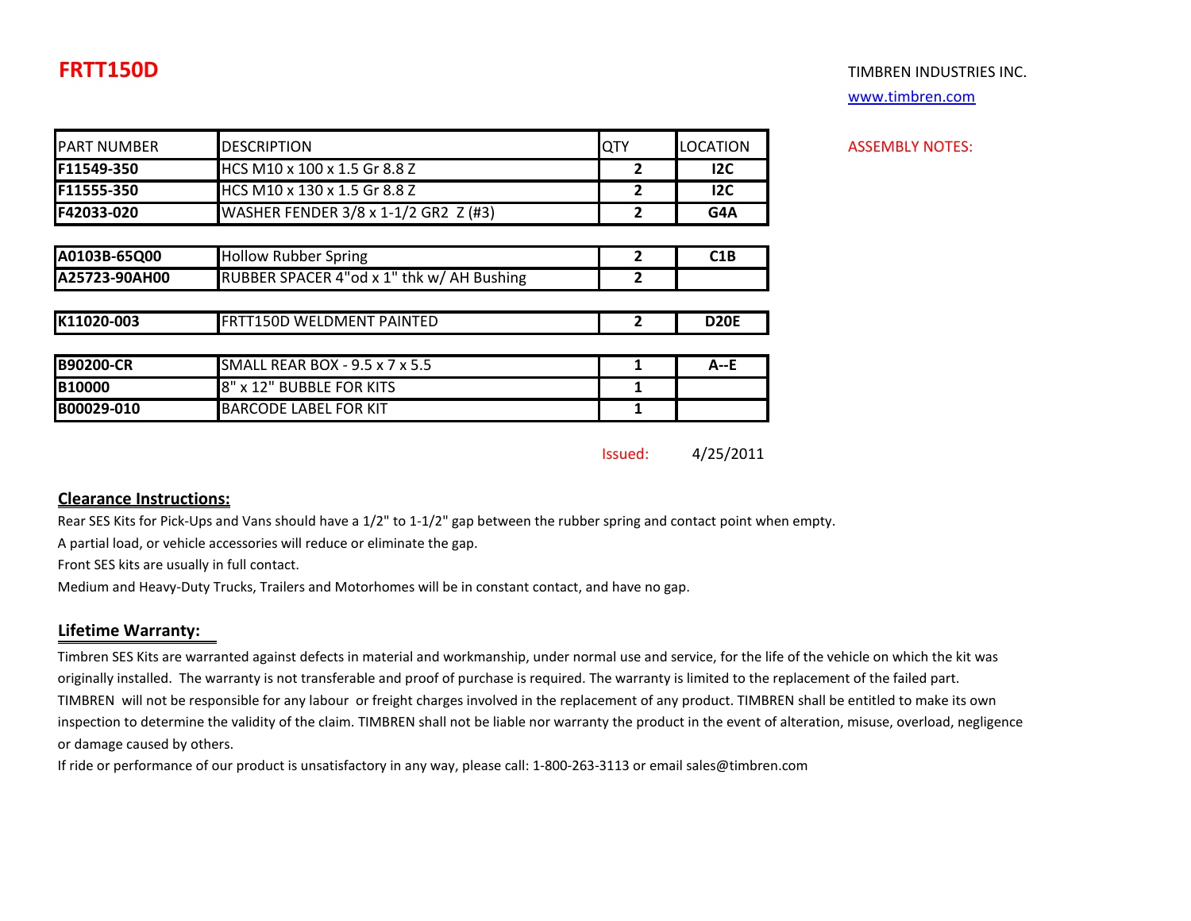# FRTT150D

TIMBREN INDUSTRIES INC.
www.timbren.com

ASSEMBLY NOTES:

| PART NUMBER | DESCRIPTION | QTY | LOCATION |
|---|---|---|---|
| F11549-350 | HCS M10 x 100 x 1.5 Gr 8.8 Z | 2 | I2C |
| F11555-350 | HCS M10 x 130 x 1.5 Gr 8.8 Z | 2 | I2C |
| F42033-020 | WASHER FENDER 3/8 x 1-1/2 GR2 Z (#3) | 2 | G4A |
| A0103B-65Q00 | Hollow Rubber Spring | 2 | C1B |
| A25723-90AH00 | RUBBER SPACER 4"od x 1" thk w/ AH Bushing | 2 | |
| K11020-003 | FRTT150D WELDMENT PAINTED | 2 | D20E |
| B90200-CR | SMALL REAR BOX - 9.5 x 7 x 5.5 | 1 | A--E |
| B10000 | 8" x 12" BUBBLE FOR KITS | 1 | |
| B00029-010 | BARCODE LABEL FOR KIT | 1 | |

Issued: 4/25/2011

## Clearance Instructions:

Rear SES Kits for Pick-Ups and Vans should have a 1/2" to 1-1/2" gap between the rubber spring and contact point when empty.

A partial load, or vehicle accessories will reduce or eliminate the gap.

Front SES kits are usually in full contact.

Medium and Heavy-Duty Trucks, Trailers and Motorhomes will be in constant contact, and have no gap.

## Lifetime Warranty:

Timbren SES Kits are warranted against defects in material and workmanship, under normal use and service, for the life of the vehicle on which the kit was originally installed. The warranty is not transferable and proof of purchase is required. The warranty is limited to the replacement of the failed part. TIMBREN will not be responsible for any labour or freight charges involved in the replacement of any product. TIMBREN shall be entitled to make its own inspection to determine the validity of the claim. TIMBREN shall not be liable nor warranty the product in the event of alteration, misuse, overload, negligence or damage caused by others.

If ride or performance of our product is unsatisfactory in any way, please call: 1-800-263-3113 or email sales@timbren.com